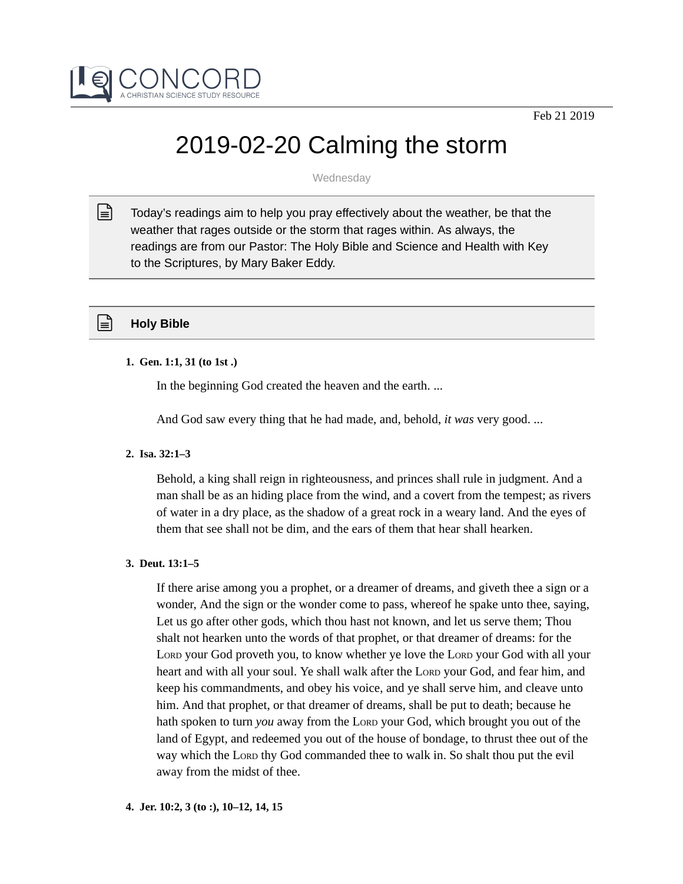CONCORD
A CHRISTIAN SCIENCE STUDY RESOURCE

Feb 21 2019

# 2019-02-20 Calming the storm

Wednesday

Today's readings aim to help you pray effectively about the weather, be that the weather that rages outside or the storm that rages within. As always, the readings are from our Pastor: The Holy Bible and Science and Health with Key to the Scriptures, by Mary Baker Eddy.

## Holy Bible

1. **Gen. 1:1, 31 (to 1st .)**

   In the beginning God created the heaven and the earth. ...

   And God saw every thing that he had made, and, behold, *it was* very good. ...

2. **Isa. 32:1–3**

   Behold, a king shall reign in righteousness, and princes shall rule in judgment. And a man shall be as an hiding place from the wind, and a covert from the tempest; as rivers of water in a dry place, as the shadow of a great rock in a weary land. And the eyes of them that see shall not be dim, and the ears of them that hear shall hearken.

3. **Deut. 13:1–5**

   If there arise among you a prophet, or a dreamer of dreams, and giveth thee a sign or a wonder, And the sign or the wonder come to pass, whereof he spake unto thee, saying, Let us go after other gods, which thou hast not known, and let us serve them; Thou shalt not hearken unto the words of that prophet, or that dreamer of dreams: for the Lord your God proveth you, to know whether ye love the Lord your God with all your heart and with all your soul. Ye shall walk after the Lord your God, and fear him, and keep his commandments, and obey his voice, and ye shall serve him, and cleave unto him. And that prophet, or that dreamer of dreams, shall be put to death; because he hath spoken to turn *you* away from the Lord your God, which brought you out of the land of Egypt, and redeemed you out of the house of bondage, to thrust thee out of the way which the Lord thy God commanded thee to walk in. So shalt thou put the evil away from the midst of thee.

4. **Jer. 10:2, 3 (to :), 10–12, 14, 15**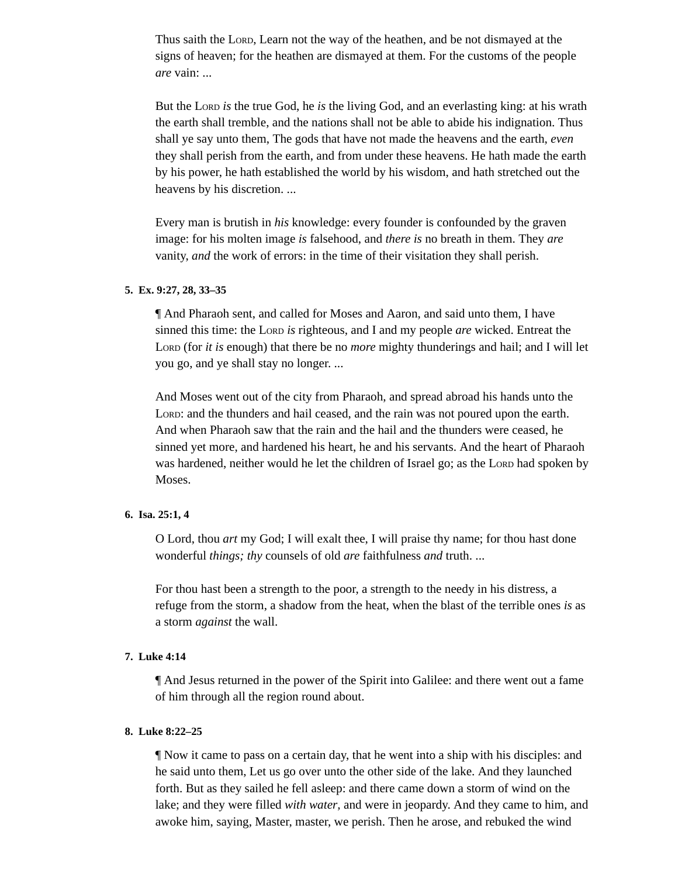Thus saith the LORD, Learn not the way of the heathen, and be not dismayed at the signs of heaven; for the heathen are dismayed at them. For the customs of the people *are* vain: ...

But the LORD *is* the true God, he *is* the living God, and an everlasting king: at his wrath the earth shall tremble, and the nations shall not be able to abide his indignation. Thus shall ye say unto them, The gods that have not made the heavens and the earth, *even* they shall perish from the earth, and from under these heavens. He hath made the earth by his power, he hath established the world by his wisdom, and hath stretched out the heavens by his discretion. ...

Every man is brutish in *his* knowledge: every founder is confounded by the graven image: for his molten image *is* falsehood, and *there is* no breath in them. They *are* vanity, *and* the work of errors: in the time of their visitation they shall perish.

**5. Ex. 9:27, 28, 33–35**

¶ And Pharaoh sent, and called for Moses and Aaron, and said unto them, I have sinned this time: the LORD *is* righteous, and I and my people *are* wicked. Entreat the LORD (for *it is* enough) that there be no *more* mighty thunderings and hail; and I will let you go, and ye shall stay no longer. ...

And Moses went out of the city from Pharaoh, and spread abroad his hands unto the LORD: and the thunders and hail ceased, and the rain was not poured upon the earth. And when Pharaoh saw that the rain and the hail and the thunders were ceased, he sinned yet more, and hardened his heart, he and his servants. And the heart of Pharaoh was hardened, neither would he let the children of Israel go; as the LORD had spoken by Moses.

**6. Isa. 25:1, 4**

O Lord, thou *art* my God; I will exalt thee, I will praise thy name; for thou hast done wonderful *things; thy* counsels of old *are* faithfulness *and* truth. ...

For thou hast been a strength to the poor, a strength to the needy in his distress, a refuge from the storm, a shadow from the heat, when the blast of the terrible ones *is* as a storm *against* the wall.

**7. Luke 4:14**

¶ And Jesus returned in the power of the Spirit into Galilee: and there went out a fame of him through all the region round about.

**8. Luke 8:22–25**

¶ Now it came to pass on a certain day, that he went into a ship with his disciples: and he said unto them, Let us go over unto the other side of the lake. And they launched forth. But as they sailed he fell asleep: and there came down a storm of wind on the lake; and they were filled *with water,* and were in jeopardy. And they came to him, and awoke him, saying, Master, master, we perish. Then he arose, and rebuked the wind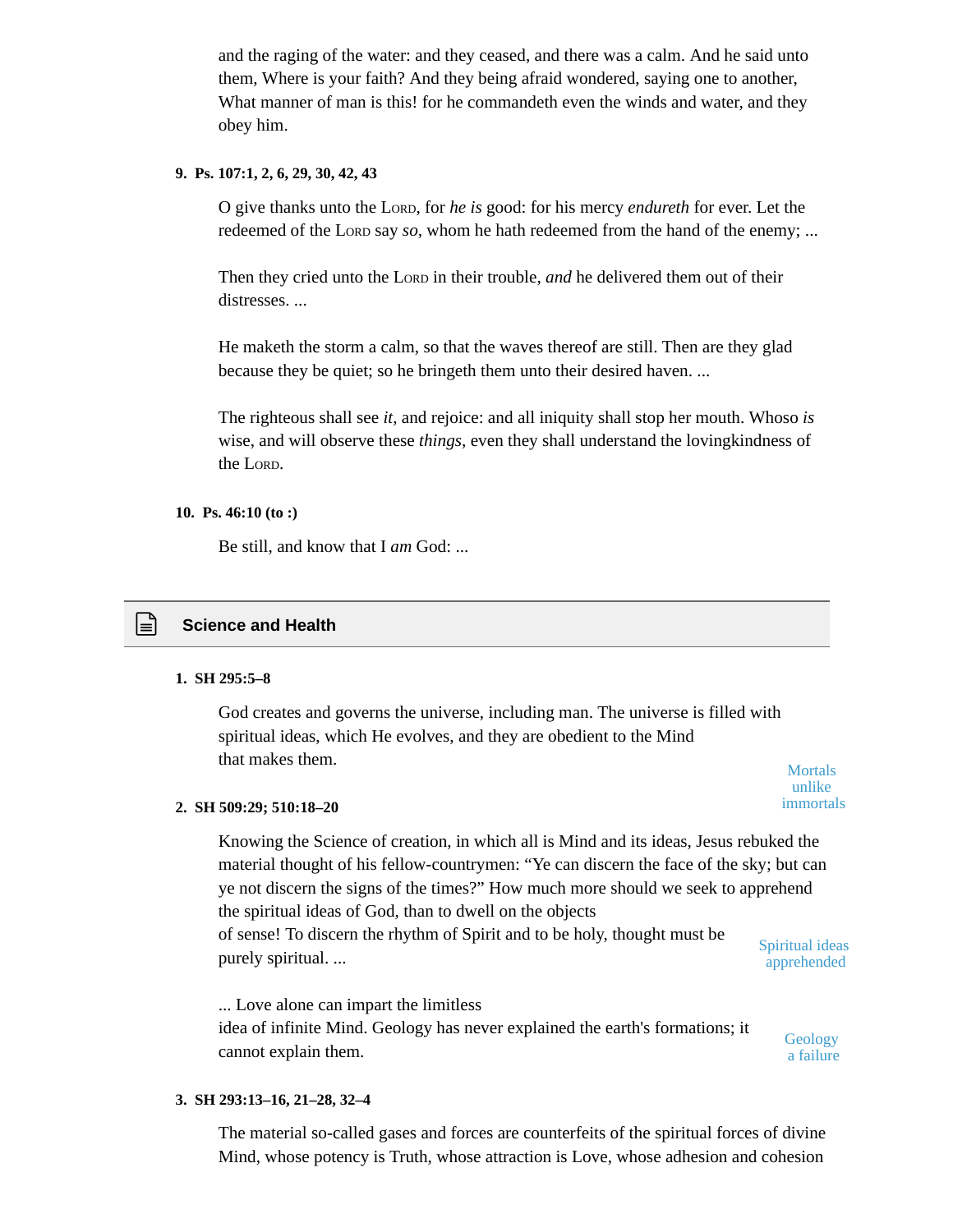and the raging of the water: and they ceased, and there was a calm. And he said unto them, Where is your faith? And they being afraid wondered, saying one to another, What manner of man is this! for he commandeth even the winds and water, and they obey him.

**9. Ps. 107:1, 2, 6, 29, 30, 42, 43**

O give thanks unto the Lord, for *he is* good: for his mercy *endureth* for ever. Let the redeemed of the Lord say *so*, whom he hath redeemed from the hand of the enemy; ...

Then they cried unto the Lord in their trouble, *and* he delivered them out of their distresses. ...

He maketh the storm a calm, so that the waves thereof are still. Then are they glad because they be quiet; so he bringeth them unto their desired haven. ...

The righteous shall see *it*, and rejoice: and all iniquity shall stop her mouth. Whoso *is* wise, and will observe these *things*, even they shall understand the lovingkindness of the Lord.

**10. Ps. 46:10 (to :)**

Be still, and know that I *am* God: ...

## Science and Health

**1. SH 295:5–8**

God creates and governs the universe, including man. The universe is filled with spiritual ideas, which He evolves, and they are obedient to the Mind that makes them.

**2. SH 509:29; 510:18–20**

*Mortals unlike immortals*

Knowing the Science of creation, in which all is Mind and its ideas, Jesus rebuked the material thought of his fellow-countrymen: “Ye can discern the face of the sky; but can ye not discern the signs of the times?” How much more should we seek to apprehend the spiritual ideas of God, than to dwell on the objects of sense! To discern the rhythm of Spirit and to be holy, thought must be purely spiritual. ...

*Spiritual ideas apprehended*

... Love alone can impart the limitless idea of infinite Mind. Geology has never explained the earth's formations; it cannot explain them.

*Geology a failure*

**3. SH 293:13–16, 21–28, 32–4**

The material so-called gases and forces are counterfeits of the spiritual forces of divine Mind, whose potency is Truth, whose attraction is Love, whose adhesion and cohesion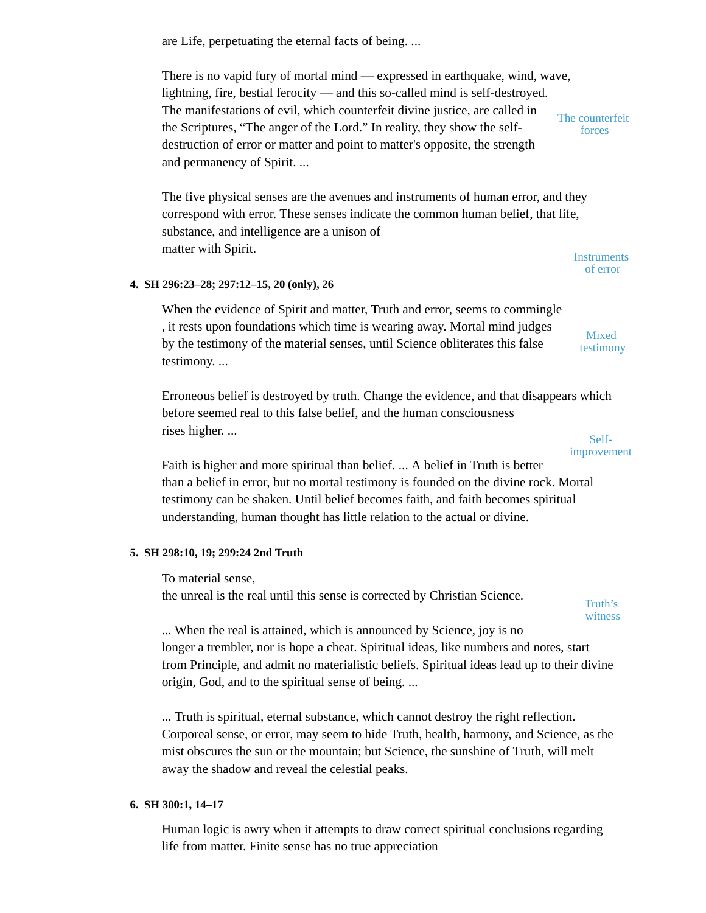are Life, perpetuating the eternal facts of being. ...

There is no vapid fury of mortal mind — expressed in earthquake, wind, wave, lightning, fire, bestial ferocity — and this so-called mind is self-destroyed. The manifestations of evil, which counterfeit divine justice, are called in the Scriptures, "The anger of the Lord." In reality, they show the self-destruction of error or matter and point to matter's opposite, the strength and permanency of Spirit. ...

The counterfeit forces

The five physical senses are the avenues and instruments of human error, and they correspond with error. These senses indicate the common human belief, that life, substance, and intelligence are a unison of matter with Spirit.

Instruments of error

**4. SH 296:23–28; 297:12–15, 20 (only), 26**

When the evidence of Spirit and matter, Truth and error, seems to commingle, it rests upon foundations which time is wearing away. Mortal mind judges by the testimony of the material senses, until Science obliterates this false testimony. ...

Mixed testimony

Erroneous belief is destroyed by truth. Change the evidence, and that disappears which before seemed real to this false belief, and the human consciousness rises higher. ...

Self-improvement

Faith is higher and more spiritual than belief. ... A belief in Truth is better than a belief in error, but no mortal testimony is founded on the divine rock. Mortal testimony can be shaken. Until belief becomes faith, and faith becomes spiritual understanding, human thought has little relation to the actual or divine.

**5. SH 298:10, 19; 299:24 2nd Truth**

To material sense, the unreal is the real until this sense is corrected by Christian Science.

Truth's witness

... When the real is attained, which is announced by Science, joy is no longer a trembler, nor is hope a cheat. Spiritual ideas, like numbers and notes, start from Principle, and admit no materialistic beliefs. Spiritual ideas lead up to their divine origin, God, and to the spiritual sense of being. ...

... Truth is spiritual, eternal substance, which cannot destroy the right reflection. Corporeal sense, or error, may seem to hide Truth, health, harmony, and Science, as the mist obscures the sun or the mountain; but Science, the sunshine of Truth, will melt away the shadow and reveal the celestial peaks.

**6. SH 300:1, 14–17**

Human logic is awry when it attempts to draw correct spiritual conclusions regarding life from matter. Finite sense has no true appreciation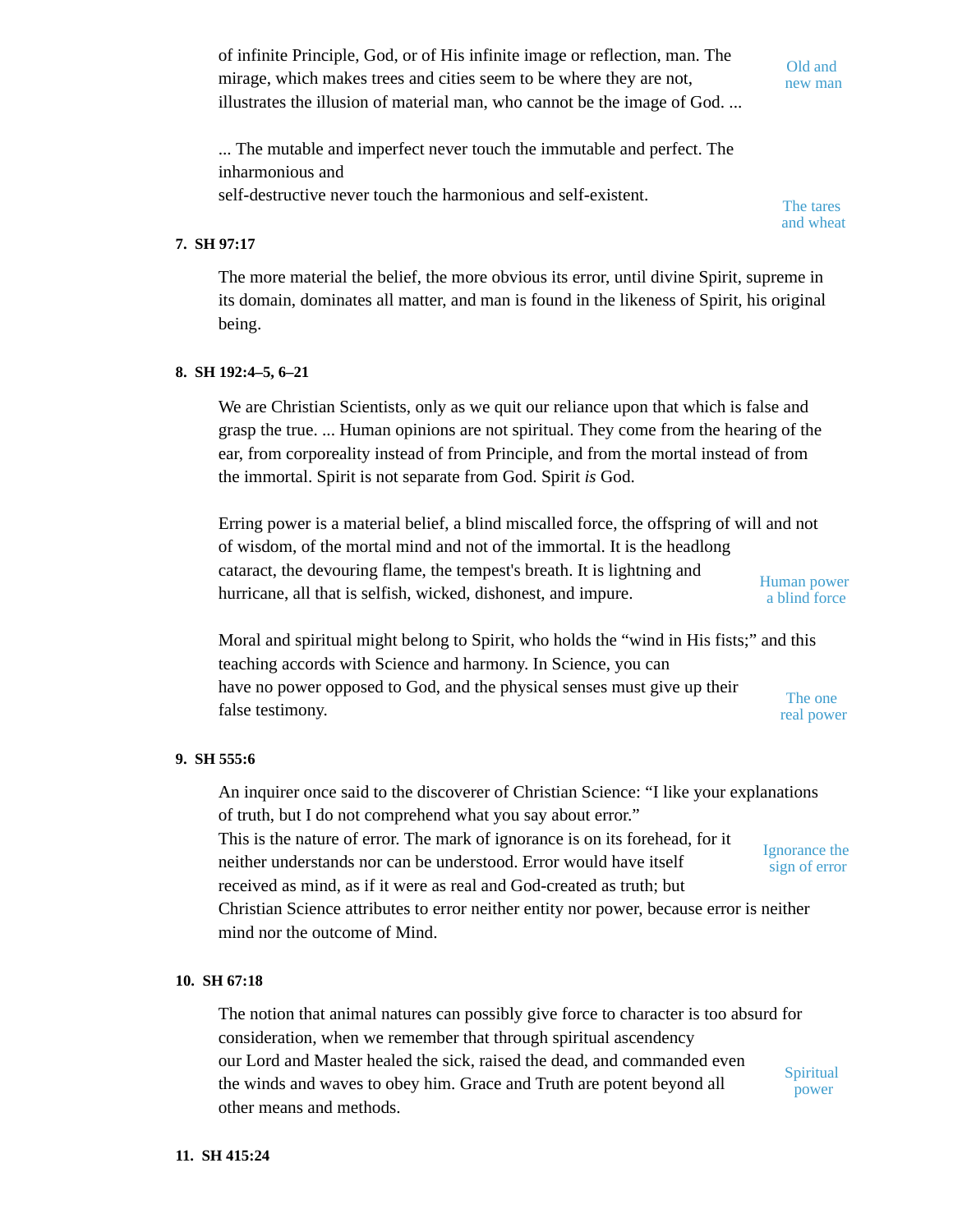of infinite Principle, God, or of His infinite image or reflection, man. The mirage, which makes trees and cities seem to be where they are not, illustrates the illusion of material man, who cannot be the image of God. ...

Old and new man

... The mutable and imperfect never touch the immutable and perfect. The inharmonious and self-destructive never touch the harmonious and self-existent.

The tares and wheat

**7. SH 97:17**

The more material the belief, the more obvious its error, until divine Spirit, supreme in its domain, dominates all matter, and man is found in the likeness of Spirit, his original being.

**8. SH 192:4–5, 6–21**

We are Christian Scientists, only as we quit our reliance upon that which is false and grasp the true. ... Human opinions are not spiritual. They come from the hearing of the ear, from corporeality instead of from Principle, and from the mortal instead of from the immortal. Spirit is not separate from God. Spirit *is* God.

Erring power is a material belief, a blind miscalled force, the offspring of will and not of wisdom, of the mortal mind and not of the immortal. It is the headlong cataract, the devouring flame, the tempest's breath. It is lightning and hurricane, all that is selfish, wicked, dishonest, and impure.

Human power a blind force

Moral and spiritual might belong to Spirit, who holds the "wind in His fists;" and this teaching accords with Science and harmony. In Science, you can have no power opposed to God, and the physical senses must give up their false testimony.

The one real power

**9. SH 555:6**

An inquirer once said to the discoverer of Christian Science: "I like your explanations of truth, but I do not comprehend what you say about error." This is the nature of error. The mark of ignorance is on its forehead, for it neither understands nor can be understood. Error would have itself received as mind, as if it were as real and God-created as truth; but Christian Science attributes to error neither entity nor power, because error is neither mind nor the outcome of Mind.

Ignorance the sign of error

**10. SH 67:18**

The notion that animal natures can possibly give force to character is too absurd for consideration, when we remember that through spiritual ascendency our Lord and Master healed the sick, raised the dead, and commanded even the winds and waves to obey him. Grace and Truth are potent beyond all other means and methods.

Spiritual power

**11. SH 415:24**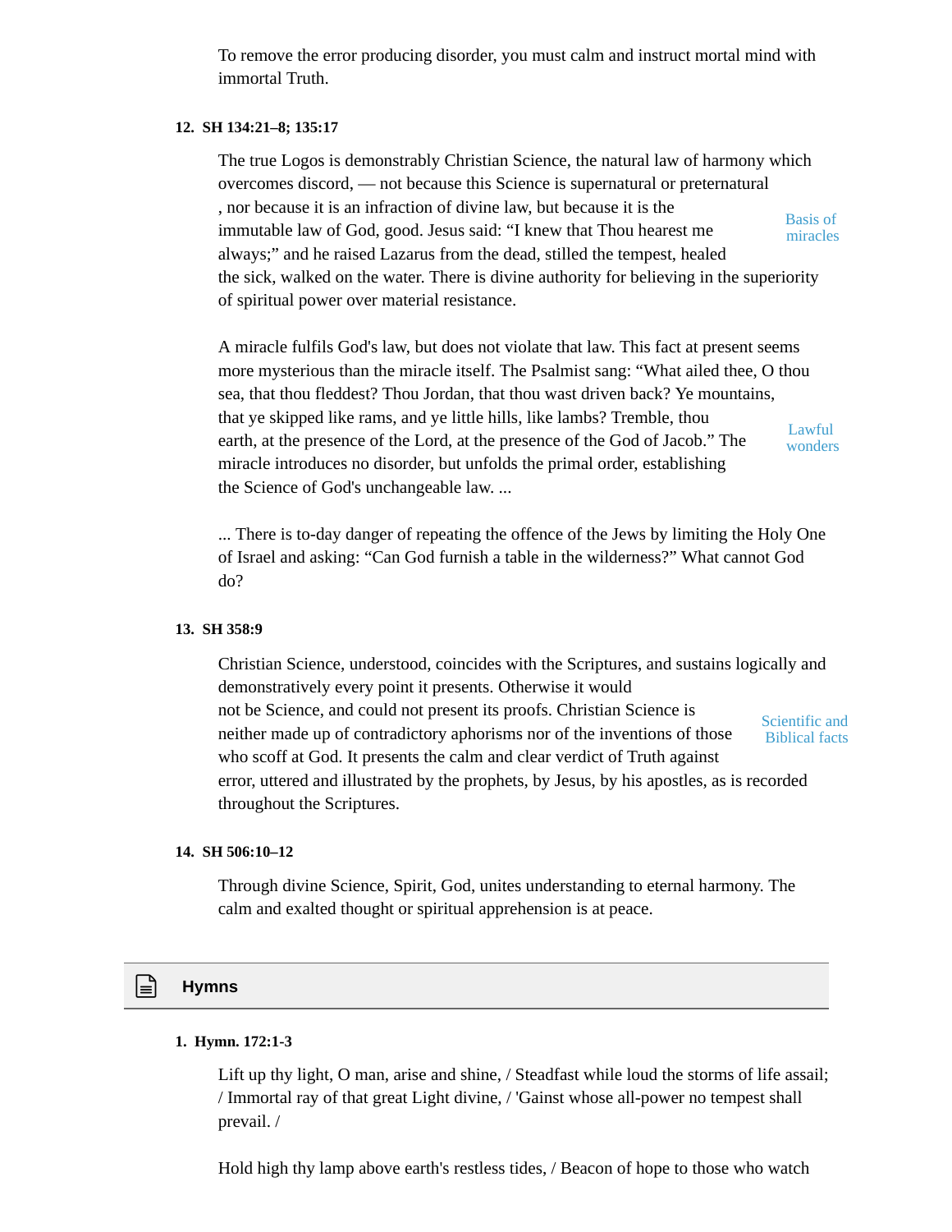To remove the error producing disorder, you must calm and instruct mortal mind with immortal Truth.

**12. SH 134:21–8; 135:17**

The true Logos is demonstrably Christian Science, the natural law of harmony which overcomes discord, — not because this Science is supernatural or preternatural , nor because it is an infraction of divine law, but because it is the immutable law of God, good. Jesus said: "I knew that Thou hearest me always;" and he raised Lazarus from the dead, stilled the tempest, healed the sick, walked on the water. There is divine authority for believing in the superiority of spiritual power over material resistance.

Basis of miracles

A miracle fulfils God's law, but does not violate that law. This fact at present seems more mysterious than the miracle itself. The Psalmist sang: "What ailed thee, O thou sea, that thou fleddest? Thou Jordan, that thou wast driven back? Ye mountains, that ye skipped like rams, and ye little hills, like lambs? Tremble, thou earth, at the presence of the Lord, at the presence of the God of Jacob." The miracle introduces no disorder, but unfolds the primal order, establishing the Science of God's unchangeable law. ...

Lawful wonders

... There is to-day danger of repeating the offence of the Jews by limiting the Holy One of Israel and asking: "Can God furnish a table in the wilderness?" What cannot God do?

**13. SH 358:9**

Christian Science, understood, coincides with the Scriptures, and sustains logically and demonstratively every point it presents. Otherwise it would not be Science, and could not present its proofs. Christian Science is neither made up of contradictory aphorisms nor of the inventions of those who scoff at God. It presents the calm and clear verdict of Truth against error, uttered and illustrated by the prophets, by Jesus, by his apostles, as is recorded throughout the Scriptures.

Scientific and Biblical facts

**14. SH 506:10–12**

Through divine Science, Spirit, God, unites understanding to eternal harmony. The calm and exalted thought or spiritual apprehension is at peace.

## Hymns

**1. Hymn. 172:1-3**

Lift up thy light, O man, arise and shine, / Steadfast while loud the storms of life assail; / Immortal ray of that great Light divine, / 'Gainst whose all-power no tempest shall prevail. /

Hold high thy lamp above earth's restless tides, / Beacon of hope to those who watch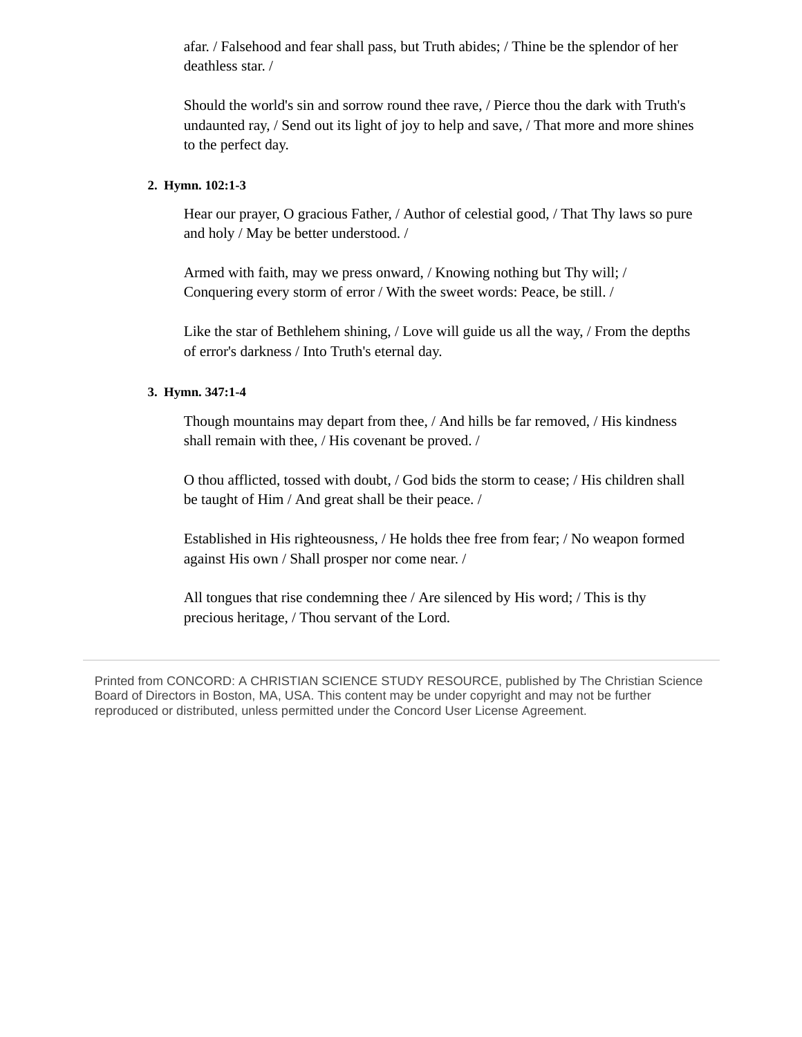afar. / Falsehood and fear shall pass, but Truth abides; / Thine be the splendor of her deathless star. /

Should the world's sin and sorrow round thee rave, / Pierce thou the dark with Truth's undaunted ray, / Send out its light of joy to help and save, / That more and more shines to the perfect day.

**2. Hymn. 102:1-3**

Hear our prayer, O gracious Father, / Author of celestial good, / That Thy laws so pure and holy / May be better understood. /

Armed with faith, may we press onward, / Knowing nothing but Thy will; / Conquering every storm of error / With the sweet words: Peace, be still. /

Like the star of Bethlehem shining, / Love will guide us all the way, / From the depths of error's darkness / Into Truth's eternal day.

**3. Hymn. 347:1-4**

Though mountains may depart from thee, / And hills be far removed, / His kindness shall remain with thee, / His covenant be proved. /

O thou afflicted, tossed with doubt, / God bids the storm to cease; / His children shall be taught of Him / And great shall be their peace. /

Established in His righteousness, / He holds thee free from fear; / No weapon formed against His own / Shall prosper nor come near. /

All tongues that rise condemning thee / Are silenced by His word; / This is thy precious heritage, / Thou servant of the Lord.

---

Printed from CONCORD: A CHRISTIAN SCIENCE STUDY RESOURCE, published by The Christian Science Board of Directors in Boston, MA, USA. This content may be under copyright and may not be further reproduced or distributed, unless permitted under the Concord User License Agreement.